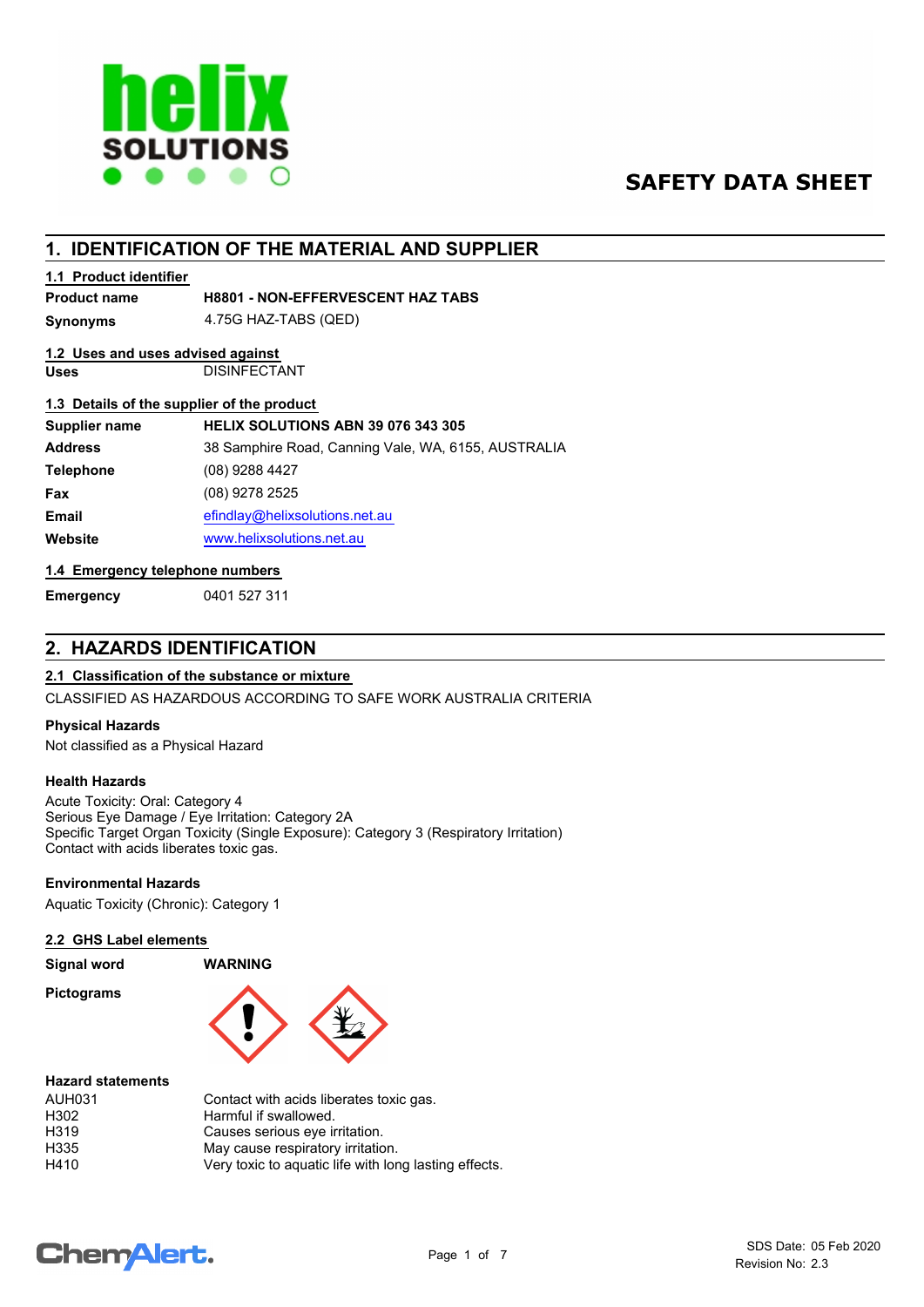# SAFETY DATA SHEET

## 1. IDENTIFICATION OF THE MATERIAL AND SUPPLIER

### 1.1 Product identifier

| | |
|---|---|
| **Product name** | **H8801 - NON-EFFERVESCENT HAZ TABS** |
| **Synonyms** | 4.75G HAZ-TABS (QED) |

### 1.2 Uses and uses advised against

| | |
|---|---|
| **Uses** | DISINFECTANT |

### 1.3 Details of the supplier of the product

| | |
|---|---|
| **Supplier name** | **HELIX SOLUTIONS ABN 39 076 343 305** |
| **Address** | 38 Samphire Road, Canning Vale, WA, 6155, AUSTRALIA |
| **Telephone** | (08) 9288 4427 |
| **Fax** | (08) 9278 2525 |
| **Email** | efindlay@helixsolutions.net.au |
| **Website** | www.helixsolutions.net.au |

### 1.4 Emergency telephone numbers

| | |
|---|---|
| **Emergency** | 0401 527 311 |

## 2. HAZARDS IDENTIFICATION

### 2.1 Classification of the substance or mixture

CLASSIFIED AS HAZARDOUS ACCORDING TO SAFE WORK AUSTRALIA CRITERIA

**Physical Hazards**

Not classified as a Physical Hazard

**Health Hazards**

Acute Toxicity: Oral: Category 4
Serious Eye Damage / Eye Irritation: Category 2A
Specific Target Organ Toxicity (Single Exposure): Category 3 (Respiratory Irritation)
Contact with acids liberates toxic gas.

**Environmental Hazards**

Aquatic Toxicity (Chronic): Category 1

### 2.2 GHS Label elements

| | |
|---|---|
| **Signal word** | **WARNING** |

**Pictograms**

**Hazard statements**

| | |
|---|---|
| AUH031 | Contact with acids liberates toxic gas. |
| H302 | Harmful if swallowed. |
| H319 | Causes serious eye irritation. |
| H335 | May cause respiratory irritation. |
| H410 | Very toxic to aquatic life with long lasting effects. |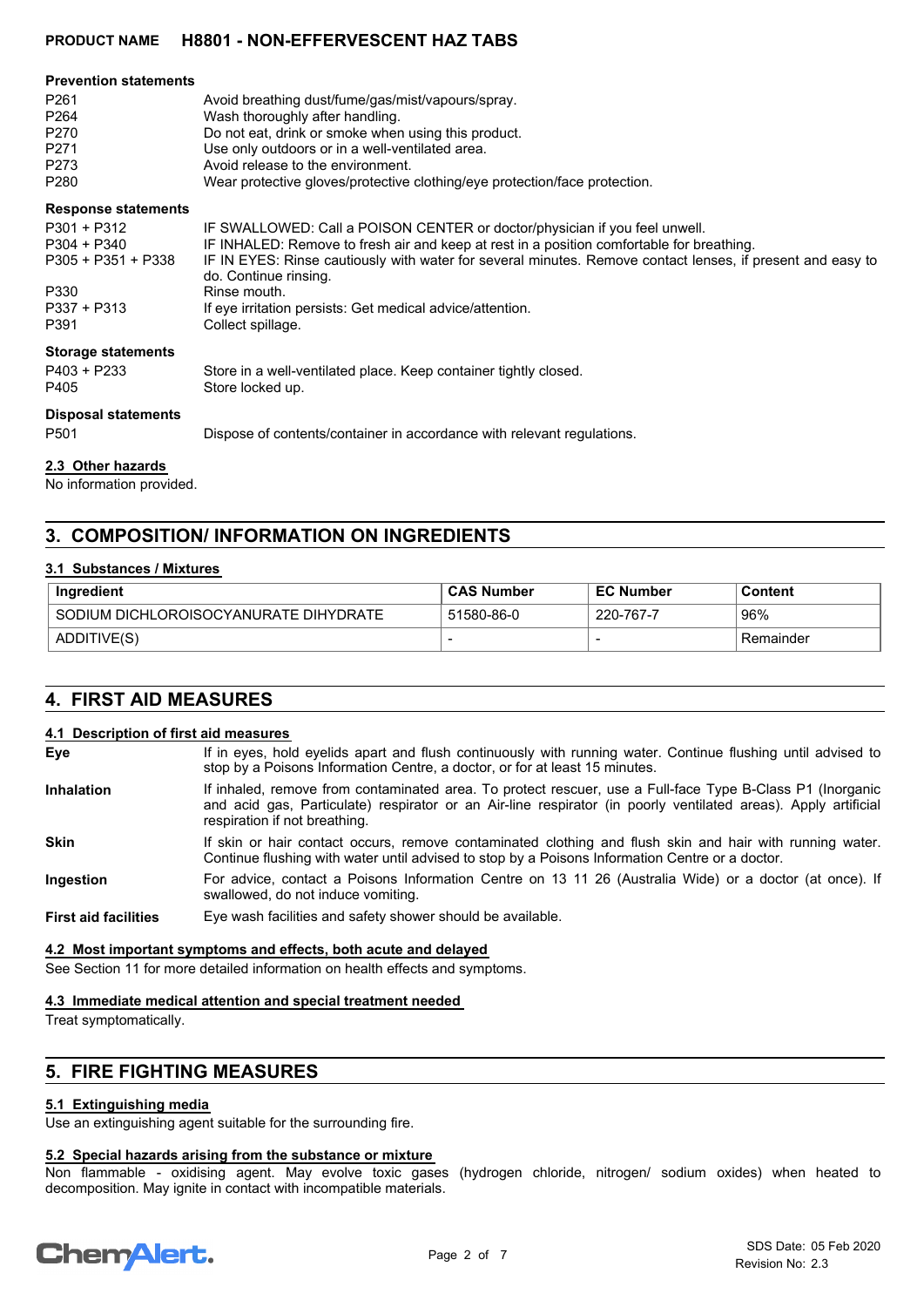#### Prevention statements

| | |
|---|---|
| P261 | Avoid breathing dust/fume/gas/mist/vapours/spray. |
| P264 | Wash thoroughly after handling. |
| P270 | Do not eat, drink or smoke when using this product. |
| P271 | Use only outdoors or in a well-ventilated area. |
| P273 | Avoid release to the environment. |
| P280 | Wear protective gloves/protective clothing/eye protection/face protection. |

#### Response statements

| | |
|---|---|
| P301 + P312 | IF SWALLOWED: Call a POISON CENTER or doctor/physician if you feel unwell. |
| P304 + P340 | IF INHALED: Remove to fresh air and keep at rest in a position comfortable for breathing. |
| P305 + P351 + P338 | IF IN EYES: Rinse cautiously with water for several minutes. Remove contact lenses, if present and easy to do. Continue rinsing. |
| P330 | Rinse mouth. |
| P337 + P313 | If eye irritation persists: Get medical advice/attention. |
| P391 | Collect spillage. |

#### Storage statements

| | |
|---|---|
| P403 + P233 | Store in a well-ventilated place. Keep container tightly closed. |
| P405 | Store locked up. |

#### Disposal statements

| | |
|---|---|
| P501 | Dispose of contents/container in accordance with relevant regulations. |

### 2.3 Other hazards

No information provided.

## 3. COMPOSITION/ INFORMATION ON INGREDIENTS

### 3.1 Substances / Mixtures

| Ingredient | CAS Number | EC Number | Content |
|---|---|---|---|
| SODIUM DICHLOROISOCYANURATE DIHYDRATE | 51580-86-0 | 220-767-7 | 96% |
| ADDITIVE(S) | - | - | Remainder |

## 4. FIRST AID MEASURES

### 4.1 Description of first aid measures

**Eye** If in eyes, hold eyelids apart and flush continuously with running water. Continue flushing until advised to stop by a Poisons Information Centre, a doctor, or for at least 15 minutes.

**Inhalation** If inhaled, remove from contaminated area. To protect rescuer, use a Full-face Type B-Class P1 (Inorganic and acid gas, Particulate) respirator or an Air-line respirator (in poorly ventilated areas). Apply artificial respiration if not breathing.

**Skin** If skin or hair contact occurs, remove contaminated clothing and flush skin and hair with running water. Continue flushing with water until advised to stop by a Poisons Information Centre or a doctor.

**Ingestion** For advice, contact a Poisons Information Centre on 13 11 26 (Australia Wide) or a doctor (at once). If swallowed, do not induce vomiting.

**First aid facilities** Eye wash facilities and safety shower should be available.

### 4.2 Most important symptoms and effects, both acute and delayed

See Section 11 for more detailed information on health effects and symptoms.

### 4.3 Immediate medical attention and special treatment needed

Treat symptomatically.

## 5. FIRE FIGHTING MEASURES

### 5.1 Extinguishing media

Use an extinguishing agent suitable for the surrounding fire.

### 5.2 Special hazards arising from the substance or mixture

Non flammable - oxidising agent. May evolve toxic gases (hydrogen chloride, nitrogen/ sodium oxides) when heated to decomposition. May ignite in contact with incompatible materials.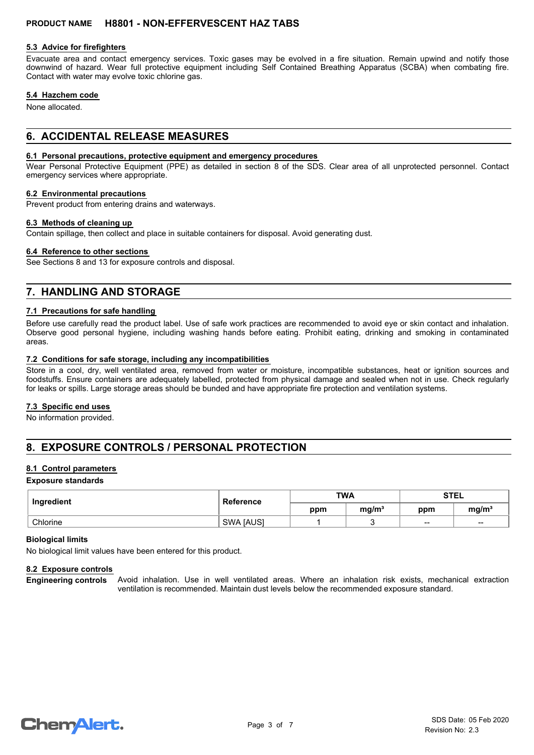#### 5.3 Advice for firefighters

Evacuate area and contact emergency services. Toxic gases may be evolved in a fire situation. Remain upwind and notify those downwind of hazard. Wear full protective equipment including Self Contained Breathing Apparatus (SCBA) when combating fire. Contact with water may evolve toxic chlorine gas.

#### 5.4 Hazchem code

None allocated.

## 6. ACCIDENTAL RELEASE MEASURES

#### 6.1 Personal precautions, protective equipment and emergency procedures

Wear Personal Protective Equipment (PPE) as detailed in section 8 of the SDS. Clear area of all unprotected personnel. Contact emergency services where appropriate.

#### 6.2 Environmental precautions

Prevent product from entering drains and waterways.

#### 6.3 Methods of cleaning up

Contain spillage, then collect and place in suitable containers for disposal. Avoid generating dust.

#### 6.4 Reference to other sections

See Sections 8 and 13 for exposure controls and disposal.

## 7. HANDLING AND STORAGE

#### 7.1 Precautions for safe handling

Before use carefully read the product label. Use of safe work practices are recommended to avoid eye or skin contact and inhalation. Observe good personal hygiene, including washing hands before eating. Prohibit eating, drinking and smoking in contaminated areas.

#### 7.2 Conditions for safe storage, including any incompatibilities

Store in a cool, dry, well ventilated area, removed from water or moisture, incompatible substances, heat or ignition sources and foodstuffs. Ensure containers are adequately labelled, protected from physical damage and sealed when not in use. Check regularly for leaks or spills. Large storage areas should be bunded and have appropriate fire protection and ventilation systems.

#### 7.3 Specific end uses

No information provided.

## 8. EXPOSURE CONTROLS / PERSONAL PROTECTION

#### 8.1 Control parameters

**Exposure standards**

| Ingredient | Reference | TWA | | STEL | |
|---|---|---|---|---|---|
| | | ppm | mg/m³ | ppm | mg/m³ |
| Chlorine | SWA [AUS] | 1 | 3 | -- | -- |

**Biological limits**

No biological limit values have been entered for this product.

#### 8.2 Exposure controls

**Engineering controls** Avoid inhalation. Use in well ventilated areas. Where an inhalation risk exists, mechanical extraction ventilation is recommended. Maintain dust levels below the recommended exposure standard.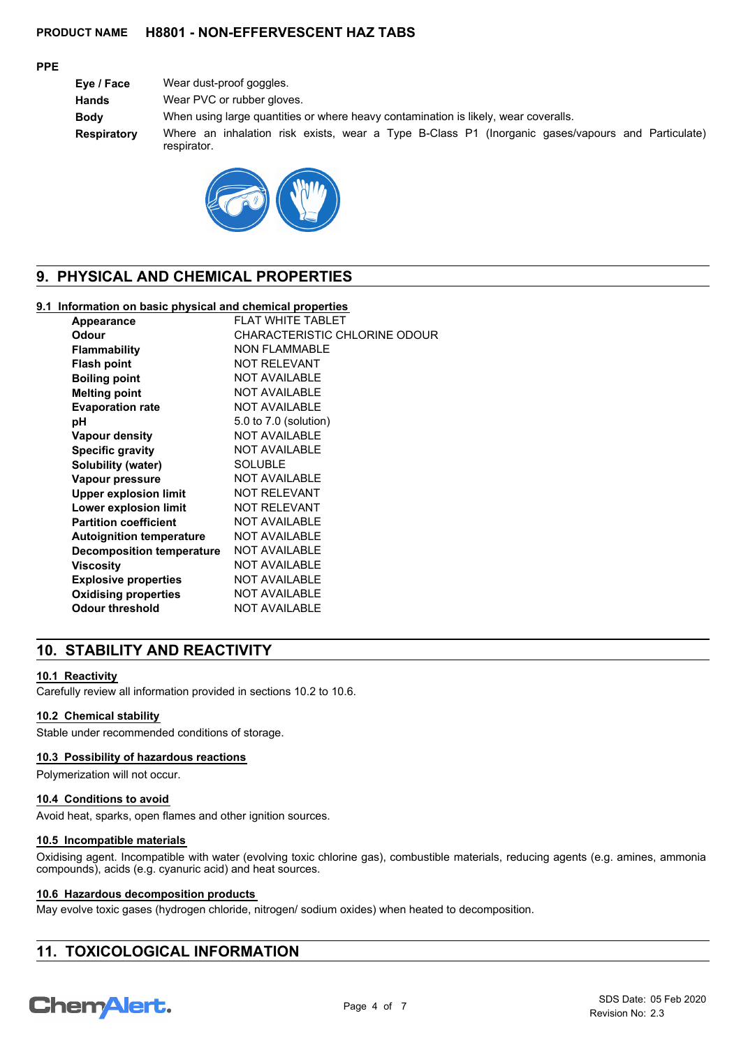### PPE

| | |
|---|---|
| **Eye / Face** | Wear dust-proof goggles. |
| **Hands** | Wear PVC or rubber gloves. |
| **Body** | When using large quantities or where heavy contamination is likely, wear coveralls. |
| **Respiratory** | Where an inhalation risk exists, wear a Type B-Class P1 (Inorganic gases/vapours and Particulate) respirator. |

## 9. PHYSICAL AND CHEMICAL PROPERTIES

### 9.1 Information on basic physical and chemical properties

| | |
|---|---|
| **Appearance** | FLAT WHITE TABLET |
| **Odour** | CHARACTERISTIC CHLORINE ODOUR |
| **Flammability** | NON FLAMMABLE |
| **Flash point** | NOT RELEVANT |
| **Boiling point** | NOT AVAILABLE |
| **Melting point** | NOT AVAILABLE |
| **Evaporation rate** | NOT AVAILABLE |
| **pH** | 5.0 to 7.0 (solution) |
| **Vapour density** | NOT AVAILABLE |
| **Specific gravity** | NOT AVAILABLE |
| **Solubility (water)** | SOLUBLE |
| **Vapour pressure** | NOT AVAILABLE |
| **Upper explosion limit** | NOT RELEVANT |
| **Lower explosion limit** | NOT RELEVANT |
| **Partition coefficient** | NOT AVAILABLE |
| **Autoignition temperature** | NOT AVAILABLE |
| **Decomposition temperature** | NOT AVAILABLE |
| **Viscosity** | NOT AVAILABLE |
| **Explosive properties** | NOT AVAILABLE |
| **Oxidising properties** | NOT AVAILABLE |
| **Odour threshold** | NOT AVAILABLE |

## 10. STABILITY AND REACTIVITY

### 10.1 Reactivity

Carefully review all information provided in sections 10.2 to 10.6.

### 10.2 Chemical stability

Stable under recommended conditions of storage.

### 10.3 Possibility of hazardous reactions

Polymerization will not occur.

### 10.4 Conditions to avoid

Avoid heat, sparks, open flames and other ignition sources.

### 10.5 Incompatible materials

Oxidising agent. Incompatible with water (evolving toxic chlorine gas), combustible materials, reducing agents (e.g. amines, ammonia compounds), acids (e.g. cyanuric acid) and heat sources.

### 10.6 Hazardous decomposition products

May evolve toxic gases (hydrogen chloride, nitrogen/ sodium oxides) when heated to decomposition.

## 11. TOXICOLOGICAL INFORMATION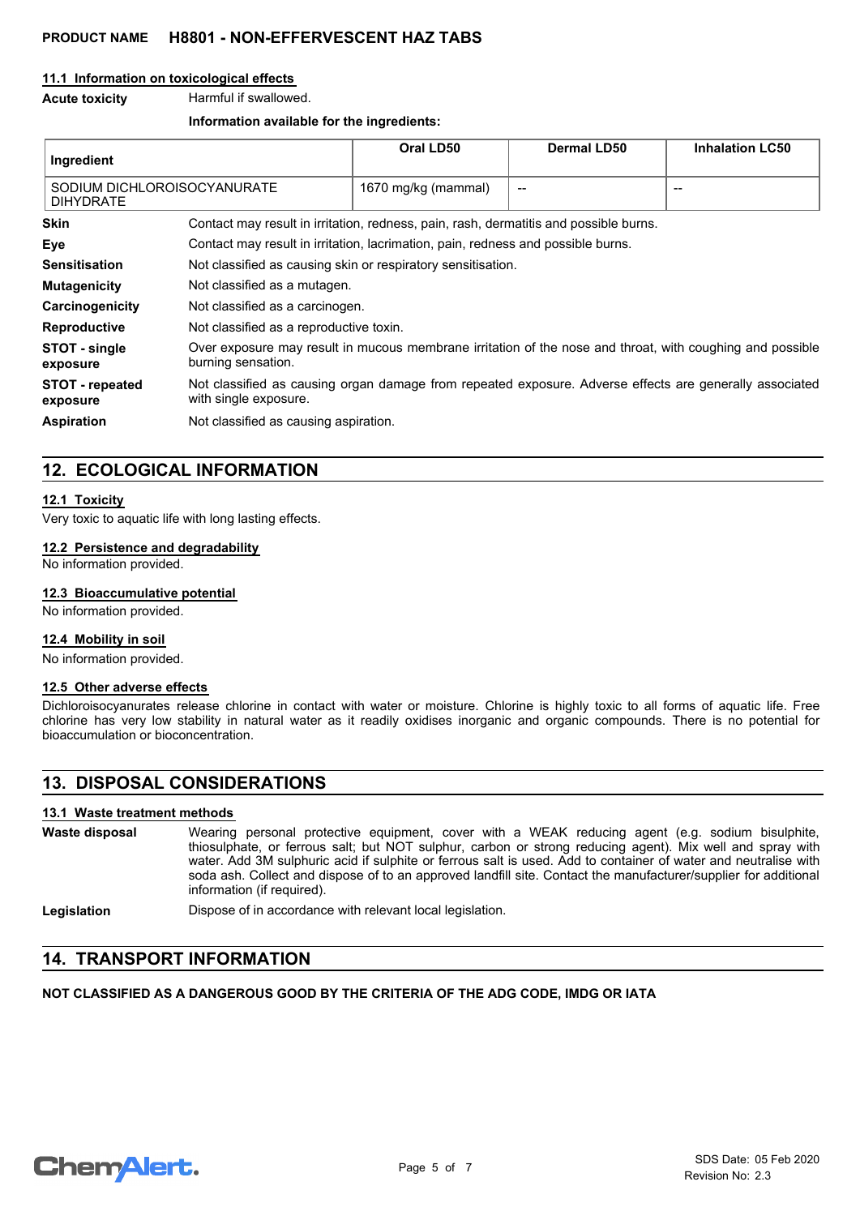### 11.1 Information on toxicological effects

**Acute toxicity** Harmful if swallowed.

**Information available for the ingredients:**

| Ingredient | Oral LD50 | Dermal LD50 | Inhalation LC50 |
|---|---|---|---|
| SODIUM DICHLOROISOCYANURATE DIHYDRATE | 1670 mg/kg (mammal) | -- | -- |

**Skin** Contact may result in irritation, redness, pain, rash, dermatitis and possible burns.

**Eye** Contact may result in irritation, lacrimation, pain, redness and possible burns.

**Sensitisation** Not classified as causing skin or respiratory sensitisation.

**Mutagenicity** Not classified as a mutagen.

**Carcinogenicity** Not classified as a carcinogen.

**Reproductive** Not classified as a reproductive toxin.

**STOT - single exposure** Over exposure may result in mucous membrane irritation of the nose and throat, with coughing and possible burning sensation.

**STOT - repeated exposure** Not classified as causing organ damage from repeated exposure. Adverse effects are generally associated with single exposure.

**Aspiration** Not classified as causing aspiration.

## 12. ECOLOGICAL INFORMATION

### 12.1 Toxicity

Very toxic to aquatic life with long lasting effects.

### 12.2 Persistence and degradability

No information provided.

### 12.3 Bioaccumulative potential

No information provided.

### 12.4 Mobility in soil

No information provided.

### 12.5 Other adverse effects

Dichloroisocyanurates release chlorine in contact with water or moisture. Chlorine is highly toxic to all forms of aquatic life. Free chlorine has very low stability in natural water as it readily oxidises inorganic and organic compounds. There is no potential for bioaccumulation or bioconcentration.

## 13. DISPOSAL CONSIDERATIONS

### 13.1 Waste treatment methods

**Waste disposal** Wearing personal protective equipment, cover with a WEAK reducing agent (e.g. sodium bisulphite, thiosulphate, or ferrous salt; but NOT sulphur, carbon or strong reducing agent). Mix well and spray with water. Add 3M sulphuric acid if sulphite or ferrous salt is used. Add to container of water and neutralise with soda ash. Collect and dispose of to an approved landfill site. Contact the manufacturer/supplier for additional information (if required).

**Legislation** Dispose of in accordance with relevant local legislation.

## 14. TRANSPORT INFORMATION

**NOT CLASSIFIED AS A DANGEROUS GOOD BY THE CRITERIA OF THE ADG CODE, IMDG OR IATA**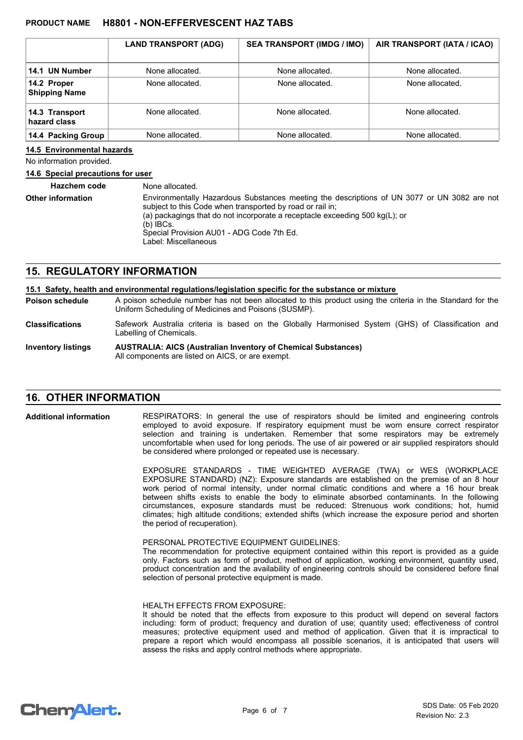| | LAND TRANSPORT (ADG) | SEA TRANSPORT (IMDG / IMO) | AIR TRANSPORT (IATA / ICAO) |
|---|---|---|---|
| **14.1 UN Number** | None allocated. | None allocated. | None allocated. |
| **14.2 Proper Shipping Name** | None allocated. | None allocated. | None allocated. |
| **14.3 Transport hazard class** | None allocated. | None allocated. | None allocated. |
| **14.4 Packing Group** | None allocated. | None allocated. | None allocated. |

**14.5 Environmental hazards**

No information provided.

**14.6 Special precautions for user**

**Hazchem code** None allocated.

**Other information** Environmentally Hazardous Substances meeting the descriptions of UN 3077 or UN 3082 are not subject to this Code when transported by road or rail in;
(a) packagings that do not incorporate a receptacle exceeding 500 kg(L); or
(b) IBCs.
Special Provision AU01 - ADG Code 7th Ed.
Label: Miscellaneous

## 15. REGULATORY INFORMATION

**15.1 Safety, health and environmental regulations/legislation specific for the substance or mixture**

**Poison schedule** A poison schedule number has not been allocated to this product using the criteria in the Standard for the Uniform Scheduling of Medicines and Poisons (SUSMP).

**Classifications** Safework Australia criteria is based on the Globally Harmonised System (GHS) of Classification and Labelling of Chemicals.

**Inventory listings** **AUSTRALIA: AICS (Australian Inventory of Chemical Substances)**
All components are listed on AICS, or are exempt.

## 16. OTHER INFORMATION

**Additional information**

RESPIRATORS: In general the use of respirators should be limited and engineering controls employed to avoid exposure. If respiratory equipment must be worn ensure correct respirator selection and training is undertaken. Remember that some respirators may be extremely uncomfortable when used for long periods. The use of air powered or air supplied respirators should be considered where prolonged or repeated use is necessary.

EXPOSURE STANDARDS - TIME WEIGHTED AVERAGE (TWA) or WES (WORKPLACE EXPOSURE STANDARD) (NZ): Exposure standards are established on the premise of an 8 hour work period of normal intensity, under normal climatic conditions and where a 16 hour break between shifts exists to enable the body to eliminate absorbed contaminants. In the following circumstances, exposure standards must be reduced: Strenuous work conditions; hot, humid climates; high altitude conditions; extended shifts (which increase the exposure period and shorten the period of recuperation).

PERSONAL PROTECTIVE EQUIPMENT GUIDELINES:
The recommendation for protective equipment contained within this report is provided as a guide only. Factors such as form of product, method of application, working environment, quantity used, product concentration and the availability of engineering controls should be considered before final selection of personal protective equipment is made.

HEALTH EFFECTS FROM EXPOSURE:
It should be noted that the effects from exposure to this product will depend on several factors including: form of product; frequency and duration of use; quantity used; effectiveness of control measures; protective equipment used and method of application. Given that it is impractical to prepare a report which would encompass all possible scenarios, it is anticipated that users will assess the risks and apply control methods where appropriate.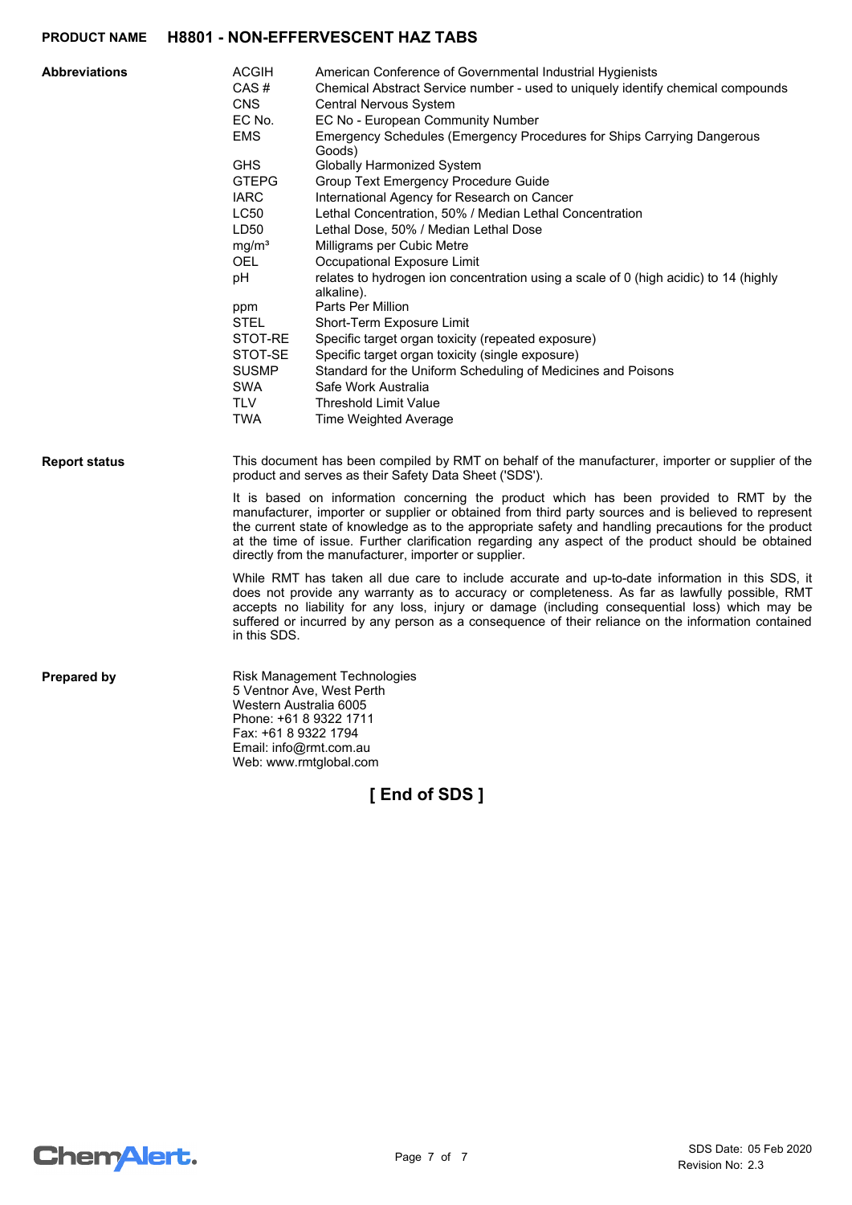**PRODUCT NAME** **H8801 - NON-EFFERVESCENT HAZ TABS**

**Abbreviations**

| | |
|---|---|
| ACGIH | American Conference of Governmental Industrial Hygienists |
| CAS # | Chemical Abstract Service number - used to uniquely identify chemical compounds |
| CNS | Central Nervous System |
| EC No. | EC No - European Community Number |
| EMS | Emergency Schedules (Emergency Procedures for Ships Carrying Dangerous Goods) |
| GHS | Globally Harmonized System |
| GTEPG | Group Text Emergency Procedure Guide |
| IARC | International Agency for Research on Cancer |
| LC50 | Lethal Concentration, 50% / Median Lethal Concentration |
| LD50 | Lethal Dose, 50% / Median Lethal Dose |
| $mg/m^3$ | Milligrams per Cubic Metre |
| OEL | Occupational Exposure Limit |
| pH | relates to hydrogen ion concentration using a scale of 0 (high acidic) to 14 (highly alkaline). |
| ppm | Parts Per Million |
| STEL | Short-Term Exposure Limit |
| STOT-RE | Specific target organ toxicity (repeated exposure) |
| STOT-SE | Specific target organ toxicity (single exposure) |
| SUSMP | Standard for the Uniform Scheduling of Medicines and Poisons |
| SWA | Safe Work Australia |
| TLV | Threshold Limit Value |
| TWA | Time Weighted Average |

**Report status**

This document has been compiled by RMT on behalf of the manufacturer, importer or supplier of the product and serves as their Safety Data Sheet ('SDS').

It is based on information concerning the product which has been provided to RMT by the manufacturer, importer or supplier or obtained from third party sources and is believed to represent the current state of knowledge as to the appropriate safety and handling precautions for the product at the time of issue. Further clarification regarding any aspect of the product should be obtained directly from the manufacturer, importer or supplier.

While RMT has taken all due care to include accurate and up-to-date information in this SDS, it does not provide any warranty as to accuracy or completeness. As far as lawfully possible, RMT accepts no liability for any loss, injury or damage (including consequential loss) which may be suffered or incurred by any person as a consequence of their reliance on the information contained in this SDS.

**Prepared by**

Risk Management Technologies
5 Ventnor Ave, West Perth
Western Australia 6005
Phone: +61 8 9322 1711
Fax: +61 8 9322 1794
Email: info@rmt.com.au
Web: www.rmtglobal.com

**[ End of SDS ]**

SDS Date: 05 Feb 2020
Revision No: 2.3